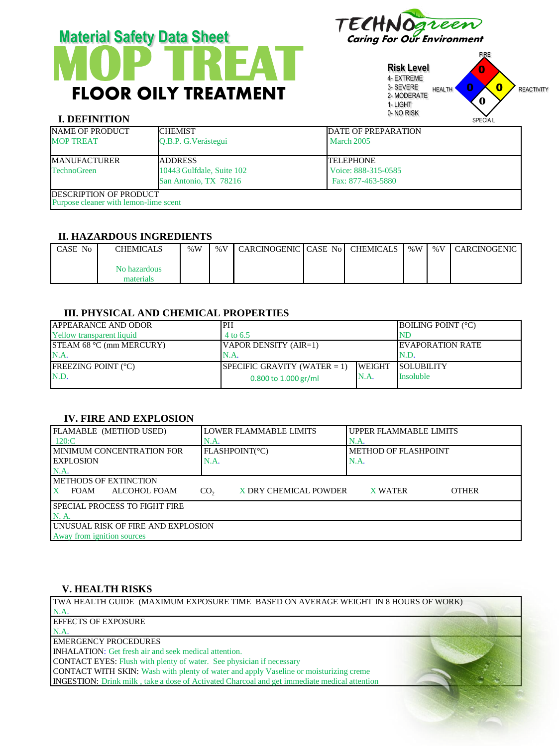# Material Safety Data Sheet

# MOP TREAT

## FLOOR OILY TREATMENT

TECHNOgreen
*Caring For Our Environment*

**Risk Level**
4- EXTREME
3- SEVERE
2- MODERATE
1- LIGHT
0- NO RISK

FIRE: 0
HEALTH: 0
REACTIVITY: 0
SPECIAL: 0

## I. DEFINITION

| NAME OF PRODUCT | CHEMIST | DATE OF PREPARATION |
|---|---|---|
| MOP TREAT | Q.B.P. G.Verástegui | March 2005 |
| MANUFACTURER<br>TechnoGreen | ADDRESS<br>10443 Gulfdale, Suite 102<br>San Antonio, TX 78216 | TELEPHONE<br>Voice: 888-315-0585<br>Fax: 877-463-5880 |
| DESCRIPTION OF PRODUCT<br>Purpose cleaner with lemon-lime scent | | |

## II. HAZARDOUS INGREDIENTS

| CASE No | CHEMICALS | %W | %V | CARCINOGENIC | CASE No | CHEMICALS | %W | %V | CARCINOGENIC |
|---|---|---|---|---|---|---|---|---|---|
| | No hazardous materials | | | | | | | | |

## III. PHYSICAL AND CHEMICAL PROPERTIES

| APPEARANCE AND ODOR | PH | | BOILING POINT (°C) |
|---|---|---|---|
| Yellow transparent liquid | 4 to 6.5 | | ND |
| STEAM 68 °C (mm MERCURY)<br>N.A. | VAPOR DENSITY (AIR=1)<br>N.A. | | EVAPORATION RATE<br>N.D. |
| FREEZING POINT (°C)<br>N.D. | SPECIFIC GRAVITY (WATER = 1)<br>0.800 to 1.000 gr/ml | WEIGHT<br>N.A. | SOLUBILITY<br>Insoluble |

## IV. FIRE AND EXPLOSION

| FLAMABLE (METHOD USED) | LOWER FLAMMABLE LIMITS | UPPER FLAMMABLE LIMITS |
|---|---|---|
| 120:C | N.A. | N.A. |
| MINIMUM CONCENTRATION FOR EXPLOSION<br>N.A. | FLASHPOINT(°C)<br>N.A. | METHOD OF FLASHPOINT<br>N.A. |
| METHODS OF EXTINCTION<br>X FOAM ALCOHOL FOAM $CO_2$ X DRY CHEMICAL POWDER X WATER OTHER | | |
| SPECIAL PROCESS TO FIGHT FIRE<br>N. A. | | |
| UNUSUAL RISK OF FIRE AND EXPLOSION<br>Away from ignition sources | | |

## V. HEALTH RISKS

| TWA HEALTH GUIDE (MAXIMUM EXPOSURE TIME BASED ON AVERAGE WEIGHT IN 8 HOURS OF WORK) |
|---|
| N.A. |
| EFFECTS OF EXPOSURE<br>N.A. |
| EMERGENCY PROCEDURES<br>INHALATION: Get fresh air and seek medical attention.<br>CONTACT EYES: Flush with plenty of water. See physician if necessary<br>CONTACT WITH SKIN: Wash with plenty of water and apply Vaseline or moisturizing creme<br>INGESTION: Drink milk , take a dose of Activated Charcoal and get immediate medical attention |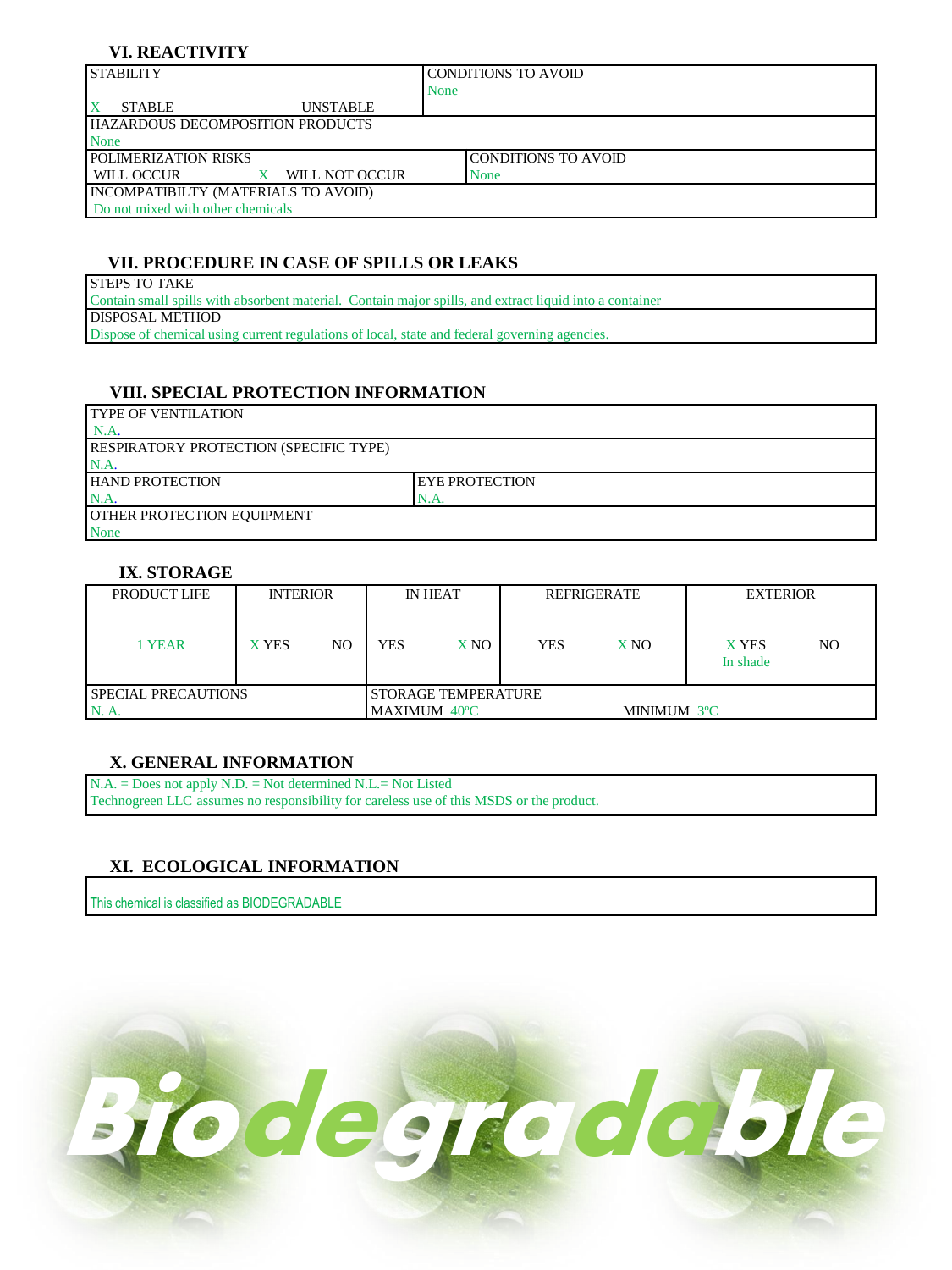## VI. REACTIVITY

| | |
|---|---|
| STABILITY<br>X STABLE UNSTABLE | CONDITIONS TO AVOID<br>None |
| HAZARDOUS DECOMPOSITION PRODUCTS<br>None | |
| POLIMERIZATION RISKS<br>WILL OCCUR X WILL NOT OCCUR | CONDITIONS TO AVOID<br>None |
| INCOMPATIBILTY (MATERIALS TO AVOID)<br>Do not mixed with other chemicals | |

## VII. PROCEDURE IN CASE OF SPILLS OR LEAKS

| |
|---|
| STEPS TO TAKE<br>Contain small spills with absorbent material. Contain major spills, and extract liquid into a container |
| DISPOSAL METHOD<br>Dispose of chemical using current regulations of local, state and federal governing agencies. |

## VIII. SPECIAL PROTECTION INFORMATION

| | |
|---|---|
| TYPE OF VENTILATION<br>N.A. | |
| RESPIRATORY PROTECTION (SPECIFIC TYPE)<br>N.A. | |
| HAND PROTECTION<br>N.A. | EYE PROTECTION<br>N.A. |
| OTHER PROTECTION EQUIPMENT<br>None | |

## IX. STORAGE

| PRODUCT LIFE | INTERIOR | | IN HEAT | | REFRIGERATE | | EXTERIOR | |
|---|---|---|---|---|---|---|---|---|
| 1 YEAR | X YES | NO | YES | X NO | YES | X NO | X YES<br>In shade | NO |
| SPECIAL PRECAUTIONS<br>N. A. | | | STORAGE TEMPERATURE<br>MAXIMUM 40ºC | | | MINIMUM 3ºC | | |

## X. GENERAL INFORMATION

| |
|---|
| N.A. = Does not apply N.D. = Not determined N.L.= Not Listed<br>Technogreen LLC assumes no responsibility for careless use of this MSDS or the product. |

## XI. ECOLOGICAL INFORMATION

| |
|---|
| This chemical is classified as BIODEGRADABLE |

Biodegradable